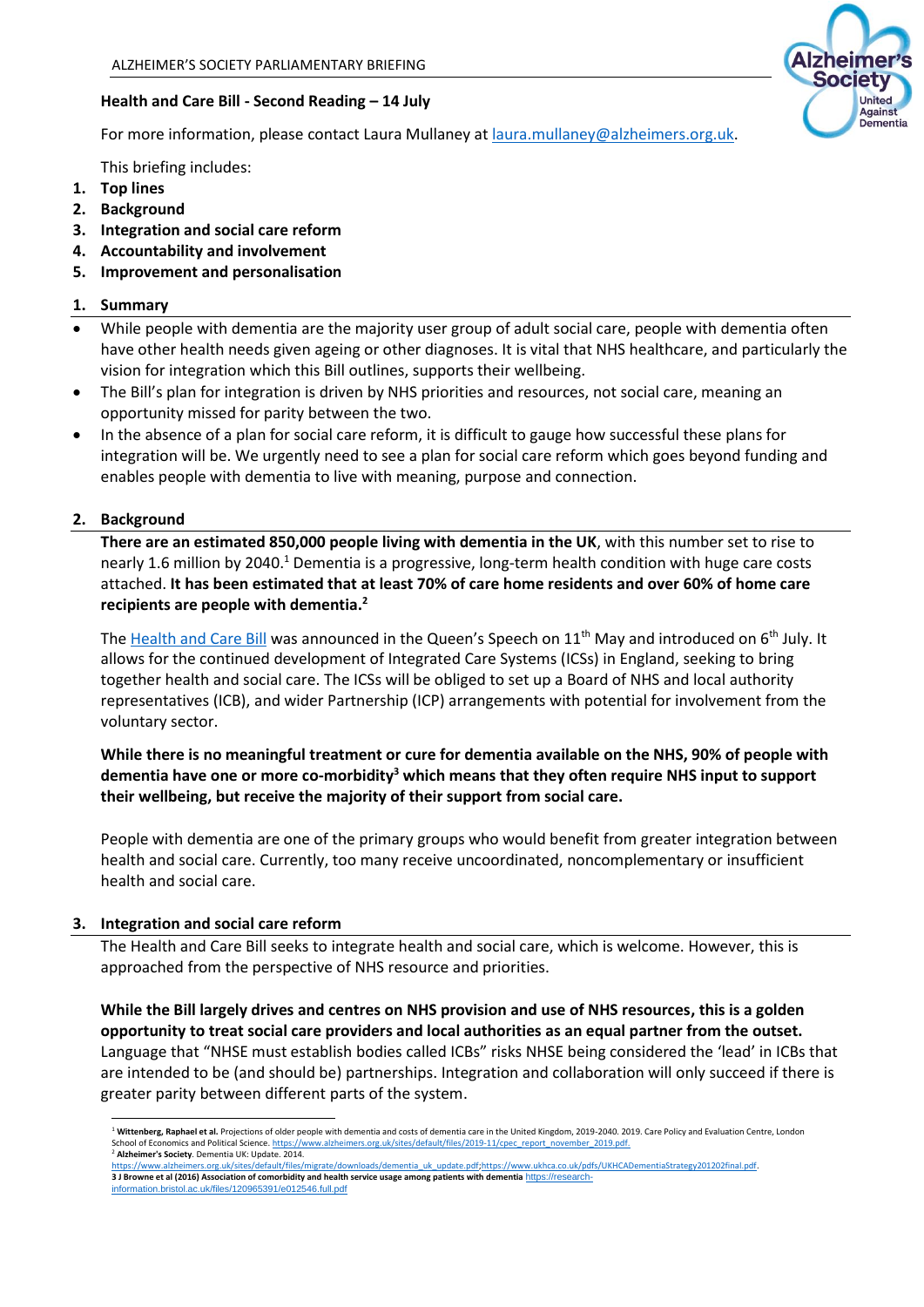ALZHEIMER'S SOCIETY PARLIAMENTARY BRIEFING

**Health and Care Bill - Second Reading – 14 July**

For more information, please contact Laura Mullaney at [laura.mullaney@alzheimers.org.uk](mailto:laura.mullaney@alzheimers.org.uk).

This briefing includes:

1. **Top lines**
2. **Background**
3. **Integration and social care reform**
4. **Accountability and involvement**
5. **Improvement and personalisation**

## 1. Summary

- While people with dementia are the majority user group of adult social care, people with dementia often have other health needs given ageing or other diagnoses. It is vital that NHS healthcare, and particularly the vision for integration which this Bill outlines, supports their wellbeing.
- The Bill's plan for integration is driven by NHS priorities and resources, not social care, meaning an opportunity missed for parity between the two.
- In the absence of a plan for social care reform, it is difficult to gauge how successful these plans for integration will be. We urgently need to see a plan for social care reform which goes beyond funding and enables people with dementia to live with meaning, purpose and connection.

## 2. Background

**There are an estimated 850,000 people living with dementia in the UK**, with this number set to rise to nearly 1.6 million by 2040.[1] Dementia is a progressive, long-term health condition with huge care costs attached. **It has been estimated that at least 70% of care home residents and over 60% of home care recipients are people with dementia.[2]**

The [Health and Care Bill](#) was announced in the Queen's Speech on 11th May and introduced on 6th July. It allows for the continued development of Integrated Care Systems (ICSs) in England, seeking to bring together health and social care. The ICSs will be obliged to set up a Board of NHS and local authority representatives (ICB), and wider Partnership (ICP) arrangements with potential for involvement from the voluntary sector.

**While there is no meaningful treatment or cure for dementia available on the NHS, 90% of people with dementia have one or more co-morbidity[3] which means that they often require NHS input to support their wellbeing, but receive the majority of their support from social care.**

People with dementia are one of the primary groups who would benefit from greater integration between health and social care. Currently, too many receive uncoordinated, noncomplementary or insufficient health and social care.

## 3. Integration and social care reform

The Health and Care Bill seeks to integrate health and social care, which is welcome. However, this is approached from the perspective of NHS resource and priorities.

**While the Bill largely drives and centres on NHS provision and use of NHS resources, this is a golden opportunity to treat social care providers and local authorities as an equal partner from the outset.** Language that "NHSE must establish bodies called ICBs" risks NHSE being considered the 'lead' in ICBs that are intended to be (and should be) partnerships. Integration and collaboration will only succeed if there is greater parity between different parts of the system.

---

[1] **Wittenberg, Raphael et al.** Projections of older people with dementia and costs of dementia care in the United Kingdom, 2019-2040. 2019. Care Policy and Evaluation Centre, London School of Economics and Political Science. https://www.alzheimers.org.uk/sites/default/files/2019-11/cpec_report_november_2019.pdf.

[2] **Alzheimer's Society**. Dementia UK: Update. 2014. https://www.alzheimers.org.uk/sites/default/files/migrate/downloads/dementia_uk_update.pdf;https://www.ukhca.co.uk/pdfs/UKHCADementiaStrategy201202final.pdf.

[3] **J Browne et al (2016) Association of comorbidity and health service usage among patients with dementia** https://research-information.bristol.ac.uk/files/120965391/e012546.full.pdf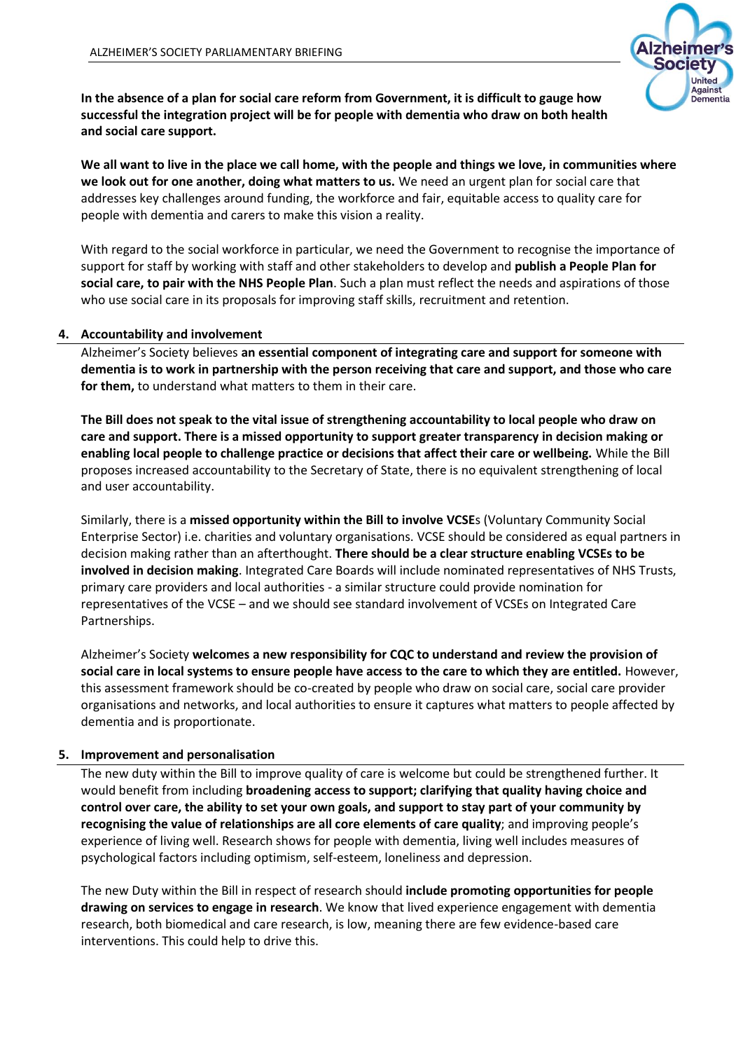**In the absence of a plan for social care reform from Government, it is difficult to gauge how successful the integration project will be for people with dementia who draw on both health and social care support.**

**We all want to live in the place we call home, with the people and things we love, in communities where we look out for one another, doing what matters to us.** We need an urgent plan for social care that addresses key challenges around funding, the workforce and fair, equitable access to quality care for people with dementia and carers to make this vision a reality.

With regard to the social workforce in particular, we need the Government to recognise the importance of support for staff by working with staff and other stakeholders to develop and **publish a People Plan for social care, to pair with the NHS People Plan**. Such a plan must reflect the needs and aspirations of those who use social care in its proposals for improving staff skills, recruitment and retention.

## 4. Accountability and involvement

Alzheimer's Society believes **an essential component of integrating care and support for someone with dementia is to work in partnership with the person receiving that care and support, and those who care for them,** to understand what matters to them in their care.

**The Bill does not speak to the vital issue of strengthening accountability to local people who draw on care and support. There is a missed opportunity to support greater transparency in decision making or enabling local people to challenge practice or decisions that affect their care or wellbeing.** While the Bill proposes increased accountability to the Secretary of State, there is no equivalent strengthening of local and user accountability.

Similarly, there is a **missed opportunity within the Bill to involve VCSE**s (Voluntary Community Social Enterprise Sector) i.e. charities and voluntary organisations. VCSE should be considered as equal partners in decision making rather than an afterthought. **There should be a clear structure enabling VCSEs to be involved in decision making**. Integrated Care Boards will include nominated representatives of NHS Trusts, primary care providers and local authorities - a similar structure could provide nomination for representatives of the VCSE – and we should see standard involvement of VCSEs on Integrated Care Partnerships.

Alzheimer's Society **welcomes a new responsibility for CQC to understand and review the provision of social care in local systems to ensure people have access to the care to which they are entitled.** However, this assessment framework should be co-created by people who draw on social care, social care provider organisations and networks, and local authorities to ensure it captures what matters to people affected by dementia and is proportionate.

## 5. Improvement and personalisation

The new duty within the Bill to improve quality of care is welcome but could be strengthened further. It would benefit from including **broadening access to support; clarifying that quality having choice and control over care, the ability to set your own goals, and support to stay part of your community by recognising the value of relationships are all core elements of care quality**; and improving people's experience of living well. Research shows for people with dementia, living well includes measures of psychological factors including optimism, self-esteem, loneliness and depression.

The new Duty within the Bill in respect of research should **include promoting opportunities for people drawing on services to engage in research**. We know that lived experience engagement with dementia research, both biomedical and care research, is low, meaning there are few evidence-based care interventions. This could help to drive this.